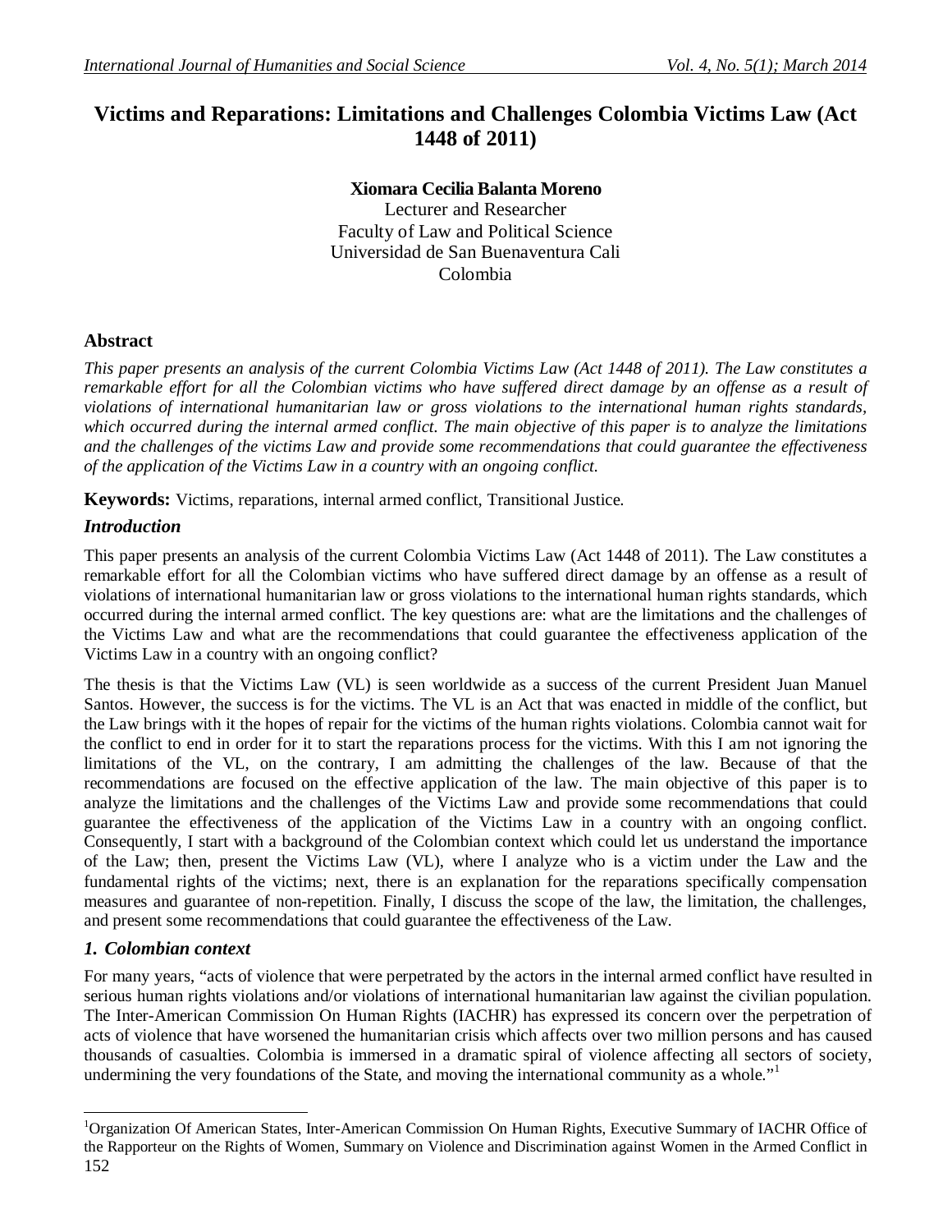# Victims and Reparations: Limitations and Challenges Colombia Victims Law (Act 1448 of 2011)

**Xiomara Cecilia Balanta Moreno**
Lecturer and Researcher
Faculty of Law and Political Science
Universidad de San Buenaventura Cali
Colombia

## Abstract

*This paper presents an analysis of the current Colombia Victims Law (Act 1448 of 2011). The Law constitutes a remarkable effort for all the Colombian victims who have suffered direct damage by an offense as a result of violations of international humanitarian law or gross violations to the international human rights standards, which occurred during the internal armed conflict. The main objective of this paper is to analyze the limitations and the challenges of the victims Law and provide some recommendations that could guarantee the effectiveness of the application of the Victims Law in a country with an ongoing conflict.*

**Keywords:** Victims, reparations, internal armed conflict, Transitional Justice.

## *Introduction*

This paper presents an analysis of the current Colombia Victims Law (Act 1448 of 2011). The Law constitutes a remarkable effort for all the Colombian victims who have suffered direct damage by an offense as a result of violations of international humanitarian law or gross violations to the international human rights standards, which occurred during the internal armed conflict. The key questions are: what are the limitations and the challenges of the Victims Law and what are the recommendations that could guarantee the effectiveness application of the Victims Law in a country with an ongoing conflict?

The thesis is that the Victims Law (VL) is seen worldwide as a success of the current President Juan Manuel Santos. However, the success is for the victims. The VL is an Act that was enacted in middle of the conflict, but the Law brings with it the hopes of repair for the victims of the human rights violations. Colombia cannot wait for the conflict to end in order for it to start the reparations process for the victims. With this I am not ignoring the limitations of the VL, on the contrary, I am admitting the challenges of the law. Because of that the recommendations are focused on the effective application of the law. The main objective of this paper is to analyze the limitations and the challenges of the Victims Law and provide some recommendations that could guarantee the effectiveness of the application of the Victims Law in a country with an ongoing conflict. Consequently, I start with a background of the Colombian context which could let us understand the importance of the Law; then, present the Victims Law (VL), where I analyze who is a victim under the Law and the fundamental rights of the victims; next, there is an explanation for the reparations specifically compensation measures and guarantee of non-repetition. Finally, I discuss the scope of the law, the limitation, the challenges, and present some recommendations that could guarantee the effectiveness of the Law.

## *1. Colombian context*

For many years, "acts of violence that were perpetrated by the actors in the internal armed conflict have resulted in serious human rights violations and/or violations of international humanitarian law against the civilian population. The Inter-American Commission On Human Rights (IACHR) has expressed its concern over the perpetration of acts of violence that have worsened the humanitarian crisis which affects over two million persons and has caused thousands of casualties. Colombia is immersed in a dramatic spiral of violence affecting all sectors of society, undermining the very foundations of the State, and moving the international community as a whole."[1]

---

[1]Organization Of American States, Inter-American Commission On Human Rights, Executive Summary of IACHR Office of the Rapporteur on the Rights of Women, Summary on Violence and Discrimination against Women in the Armed Conflict in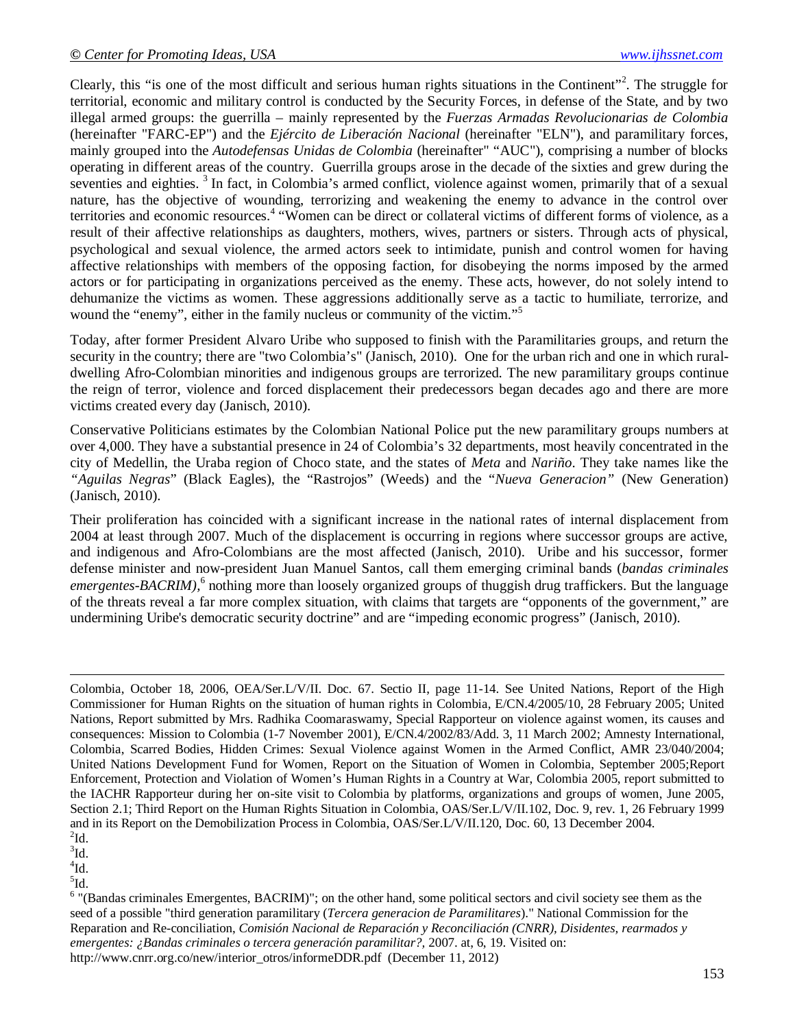Clearly, this "is one of the most difficult and serious human rights situations in the Continent"[2]. The struggle for territorial, economic and military control is conducted by the Security Forces, in defense of the State, and by two illegal armed groups: the guerrilla – mainly represented by the *Fuerzas Armadas Revolucionarias de Colombia* (hereinafter "FARC-EP") and the *Ejército de Liberación Nacional* (hereinafter "ELN"), and paramilitary forces, mainly grouped into the *Autodefensas Unidas de Colombia* (hereinafter" "AUC"), comprising a number of blocks operating in different areas of the country. Guerrilla groups arose in the decade of the sixties and grew during the seventies and eighties. [3] In fact, in Colombia's armed conflict, violence against women, primarily that of a sexual nature, has the objective of wounding, terrorizing and weakening the enemy to advance in the control over territories and economic resources.[4] "Women can be direct or collateral victims of different forms of violence, as a result of their affective relationships as daughters, mothers, wives, partners or sisters. Through acts of physical, psychological and sexual violence, the armed actors seek to intimidate, punish and control women for having affective relationships with members of the opposing faction, for disobeying the norms imposed by the armed actors or for participating in organizations perceived as the enemy. These acts, however, do not solely intend to dehumanize the victims as women. These aggressions additionally serve as a tactic to humiliate, terrorize, and wound the "enemy", either in the family nucleus or community of the victim."[5]

Today, after former President Alvaro Uribe who supposed to finish with the Paramilitaries groups, and return the security in the country; there are "two Colombia's" (Janisch, 2010). One for the urban rich and one in which rural-dwelling Afro-Colombian minorities and indigenous groups are terrorized. The new paramilitary groups continue the reign of terror, violence and forced displacement their predecessors began decades ago and there are more victims created every day (Janisch, 2010).

Conservative Politicians estimates by the Colombian National Police put the new paramilitary groups numbers at over 4,000. They have a substantial presence in 24 of Colombia's 32 departments, most heavily concentrated in the city of Medellin, the Uraba region of Choco state, and the states of *Meta* and *Nariño*. They take names like the *"Aguilas Negras*" (Black Eagles), the "Rastrojos" (Weeds) and the "*Nueva Generacion"* (New Generation) (Janisch, 2010).

Their proliferation has coincided with a significant increase in the national rates of internal displacement from 2004 at least through 2007. Much of the displacement is occurring in regions where successor groups are active, and indigenous and Afro-Colombians are the most affected (Janisch, 2010). Uribe and his successor, former defense minister and now-president Juan Manuel Santos, call them emerging criminal bands (*bandas criminales emergentes-BACRIM),*[6] nothing more than loosely organized groups of thuggish drug traffickers. But the language of the threats reveal a far more complex situation, with claims that targets are "opponents of the government," are undermining Uribe's democratic security doctrine" and are "impeding economic progress" (Janisch, 2010).

---

Colombia, October 18, 2006, OEA/Ser.L/V/II. Doc. 67. Sectio II, page 11-14. See United Nations, Report of the High Commissioner for Human Rights on the situation of human rights in Colombia, E/CN.4/2005/10, 28 February 2005; United Nations, Report submitted by Mrs. Radhika Coomaraswamy, Special Rapporteur on violence against women, its causes and consequences: Mission to Colombia (1-7 November 2001), E/CN.4/2002/83/Add. 3, 11 March 2002; Amnesty International, Colombia, Scarred Bodies, Hidden Crimes: Sexual Violence against Women in the Armed Conflict, AMR 23/040/2004; United Nations Development Fund for Women, Report on the Situation of Women in Colombia, September 2005;Report Enforcement, Protection and Violation of Women's Human Rights in a Country at War, Colombia 2005, report submitted to the IACHR Rapporteur during her on-site visit to Colombia by platforms, organizations and groups of women, June 2005, Section 2.1; Third Report on the Human Rights Situation in Colombia, OAS/Ser.L/V/II.102, Doc. 9, rev. 1, 26 February 1999 and in its Report on the Demobilization Process in Colombia, OAS/Ser.L/V/II.120, Doc. 60, 13 December 2004.

[2] Id.

[3] Id.

[4] Id.

[5] Id.

[6] "(Bandas criminales Emergentes, BACRIM)"; on the other hand, some political sectors and civil society see them as the seed of a possible "third generation paramilitary (*Tercera generacion de Paramilitares*)." National Commission for the Reparation and Re-conciliation, *Comisión Nacional de Reparación y Reconciliación (CNRR), Disidentes, rearmados y emergentes: ¿Bandas criminales o tercera generación paramilitar?,* 2007. at, 6, 19. Visited on: http://www.cnrr.org.co/new/interior_otros/informeDDR.pdf (December 11, 2012)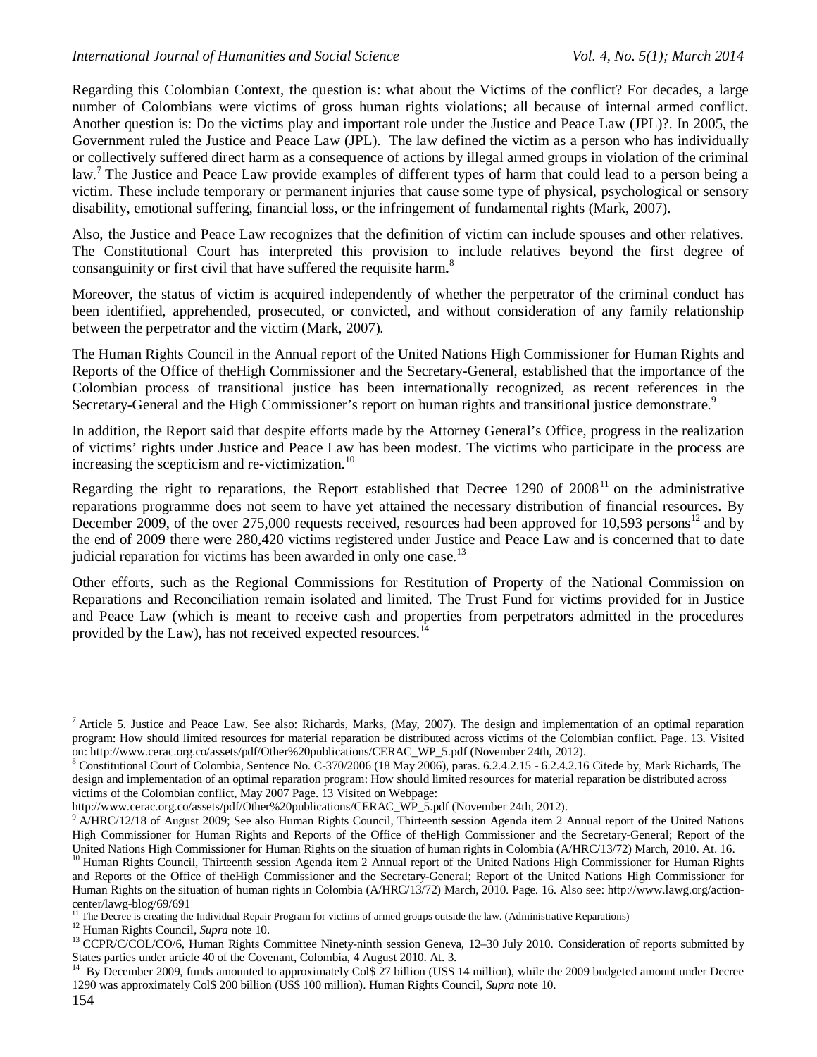Regarding this Colombian Context, the question is: what about the Victims of the conflict? For decades, a large number of Colombians were victims of gross human rights violations; all because of internal armed conflict. Another question is: Do the victims play and important role under the Justice and Peace Law (JPL)?. In 2005, the Government ruled the Justice and Peace Law (JPL). The law defined the victim as a person who has individually or collectively suffered direct harm as a consequence of actions by illegal armed groups in violation of the criminal law.[7] The Justice and Peace Law provide examples of different types of harm that could lead to a person being a victim. These include temporary or permanent injuries that cause some type of physical, psychological or sensory disability, emotional suffering, financial loss, or the infringement of fundamental rights (Mark, 2007).

Also, the Justice and Peace Law recognizes that the definition of victim can include spouses and other relatives. The Constitutional Court has interpreted this provision to include relatives beyond the first degree of consanguinity or first civil that have suffered the requisite harm**.**[8]

Moreover, the status of victim is acquired independently of whether the perpetrator of the criminal conduct has been identified, apprehended, prosecuted, or convicted, and without consideration of any family relationship between the perpetrator and the victim (Mark, 2007).

The Human Rights Council in the Annual report of the United Nations High Commissioner for Human Rights and Reports of the Office of theHigh Commissioner and the Secretary-General, established that the importance of the Colombian process of transitional justice has been internationally recognized, as recent references in the Secretary-General and the High Commissioner's report on human rights and transitional justice demonstrate.[9]

In addition, the Report said that despite efforts made by the Attorney General's Office, progress in the realization of victims' rights under Justice and Peace Law has been modest. The victims who participate in the process are increasing the scepticism and re-victimization.[10]

Regarding the right to reparations, the Report established that Decree 1290 of 2008[11] on the administrative reparations programme does not seem to have yet attained the necessary distribution of financial resources. By December 2009, of the over 275,000 requests received, resources had been approved for 10,593 persons[12] and by the end of 2009 there were 280,420 victims registered under Justice and Peace Law and is concerned that to date judicial reparation for victims has been awarded in only one case.[13]

Other efforts, such as the Regional Commissions for Restitution of Property of the National Commission on Reparations and Reconciliation remain isolated and limited. The Trust Fund for victims provided for in Justice and Peace Law (which is meant to receive cash and properties from perpetrators admitted in the procedures provided by the Law), has not received expected resources.[14]

---

[7] Article 5. Justice and Peace Law. See also: Richards, Marks, (May, 2007). The design and implementation of an optimal reparation program: How should limited resources for material reparation be distributed across victims of the Colombian conflict. Page. 13. Visited on: http://www.cerac.org.co/assets/pdf/Other%20publications/CERAC_WP_5.pdf (November 24th, 2012).

[8] Constitutional Court of Colombia, Sentence No. C-370/2006 (18 May 2006), paras. 6.2.4.2.15 - 6.2.4.2.16 Citede by, Mark Richards, The design and implementation of an optimal reparation program: How should limited resources for material reparation be distributed across victims of the Colombian conflict, May 2007 Page. 13 Visited on Webpage: http://www.cerac.org.co/assets/pdf/Other%20publications/CERAC_WP_5.pdf (November 24th, 2012).

[9] A/HRC/12/18 of August 2009; See also Human Rights Council, Thirteenth session Agenda item 2 Annual report of the United Nations High Commissioner for Human Rights and Reports of the Office of theHigh Commissioner and the Secretary-General; Report of the United Nations High Commissioner for Human Rights on the situation of human rights in Colombia (A/HRC/13/72) March, 2010. At. 16.

[10] Human Rights Council, Thirteenth session Agenda item 2 Annual report of the United Nations High Commissioner for Human Rights and Reports of the Office of theHigh Commissioner and the Secretary-General; Report of the United Nations High Commissioner for Human Rights on the situation of human rights in Colombia (A/HRC/13/72) March, 2010. Page. 16. Also see: http://www.lawg.org/action-center/lawg-blog/69/691

[11] The Decree is creating the Individual Repair Program for victims of armed groups outside the law. (Administrative Reparations)

[12] Human Rights Council, *Supra* note 10.

[13] CCPR/C/COL/CO/6, Human Rights Committee Ninety-ninth session Geneva, 12–30 July 2010. Consideration of reports submitted by States parties under article 40 of the Covenant, Colombia, 4 August 2010. At. 3.

[14] By December 2009, funds amounted to approximately Col$ 27 billion (US$ 14 million), while the 2009 budgeted amount under Decree 1290 was approximately Col$ 200 billion (US$ 100 million). Human Rights Council, *Supra* note 10.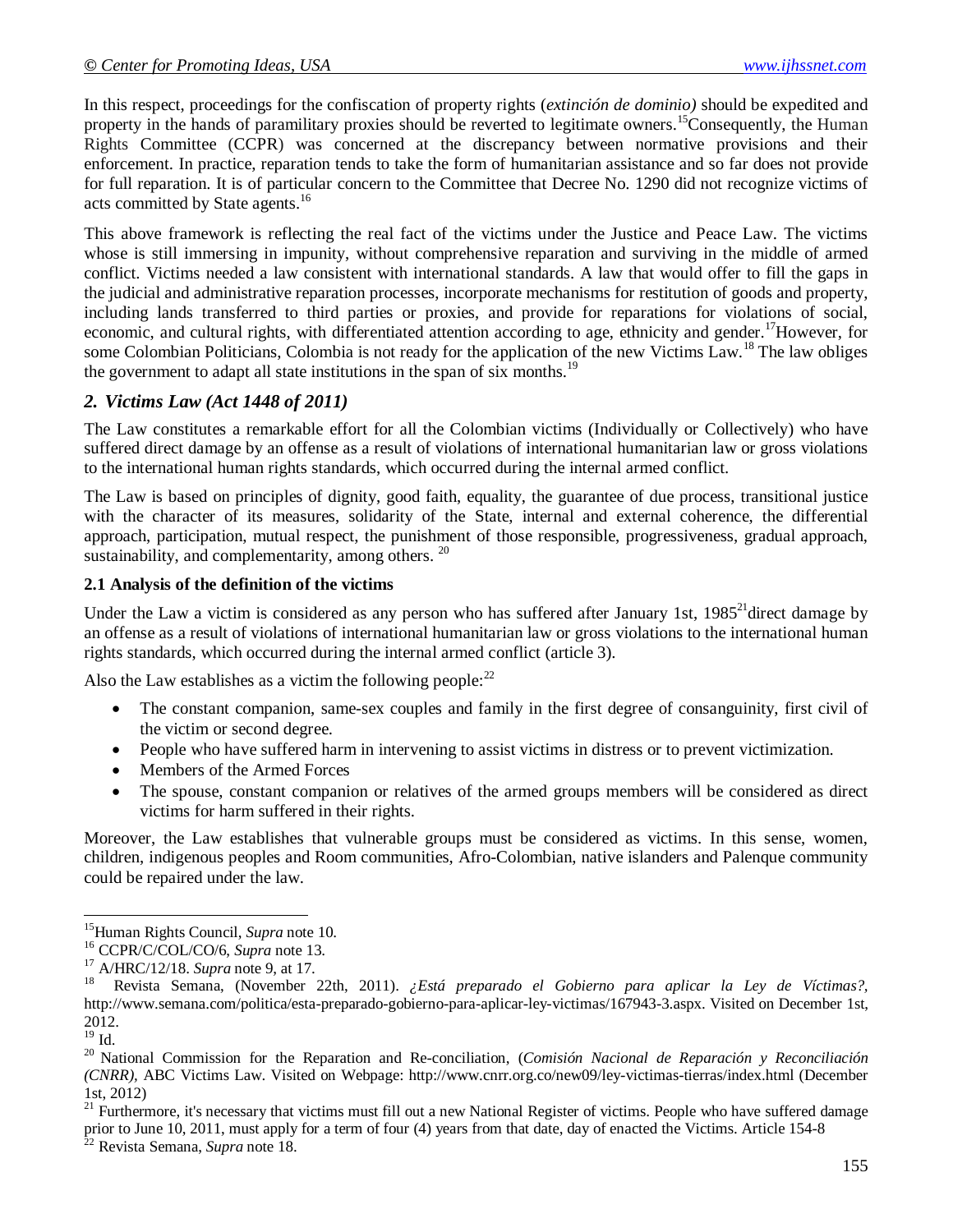In this respect, proceedings for the confiscation of property rights (*extinción de dominio)* should be expedited and property in the hands of paramilitary proxies should be reverted to legitimate owners.[15]Consequently, the Human Rights Committee (CCPR) was concerned at the discrepancy between normative provisions and their enforcement. In practice, reparation tends to take the form of humanitarian assistance and so far does not provide for full reparation. It is of particular concern to the Committee that Decree No. 1290 did not recognize victims of acts committed by State agents.[16]

This above framework is reflecting the real fact of the victims under the Justice and Peace Law. The victims whose is still immersing in impunity, without comprehensive reparation and surviving in the middle of armed conflict. Victims needed a law consistent with international standards. A law that would offer to fill the gaps in the judicial and administrative reparation processes, incorporate mechanisms for restitution of goods and property, including lands transferred to third parties or proxies, and provide for reparations for violations of social, economic, and cultural rights, with differentiated attention according to age, ethnicity and gender.[17]However, for some Colombian Politicians, Colombia is not ready for the application of the new Victims Law.[18] The law obliges the government to adapt all state institutions in the span of six months.[19]

## *2. Victims Law (Act 1448 of 2011)*

The Law constitutes a remarkable effort for all the Colombian victims (Individually or Collectively) who have suffered direct damage by an offense as a result of violations of international humanitarian law or gross violations to the international human rights standards, which occurred during the internal armed conflict.

The Law is based on principles of dignity, good faith, equality, the guarantee of due process, transitional justice with the character of its measures, solidarity of the State, internal and external coherence, the differential approach, participation, mutual respect, the punishment of those responsible, progressiveness, gradual approach, sustainability, and complementarity, among others. [20]

### **2.1 Analysis of the definition of the victims**

Under the Law a victim is considered as any person who has suffered after January 1st, 1985[21]direct damage by an offense as a result of violations of international humanitarian law or gross violations to the international human rights standards, which occurred during the internal armed conflict (article 3).

Also the Law establishes as a victim the following people:[22]

- The constant companion, same-sex couples and family in the first degree of consanguinity, first civil of the victim or second degree.
- People who have suffered harm in intervening to assist victims in distress or to prevent victimization.
- Members of the Armed Forces
- The spouse, constant companion or relatives of the armed groups members will be considered as direct victims for harm suffered in their rights.

Moreover, the Law establishes that vulnerable groups must be considered as victims. In this sense, women, children, indigenous peoples and Room communities, Afro-Colombian, native islanders and Palenque community could be repaired under the law.

---

[15]Human Rights Council, *Supra* note 10.

[16] CCPR/C/COL/CO/6, *Supra* note 13.

[17] A/HRC/12/18. *Supra* note 9, at 17.

[18] Revista Semana, (November 22th, 2011). *¿Está preparado el Gobierno para aplicar la Ley de Víctimas?,* http://www.semana.com/politica/esta-preparado-gobierno-para-aplicar-ley-victimas/167943-3.aspx. Visited on December 1st, 2012.

[19] Id.

[20] National Commission for the Reparation and Re-conciliation, (*Comisión Nacional de Reparación y Reconciliación (CNRR)*, ABC Victims Law. Visited on Webpage: http://www.cnrr.org.co/new09/ley-victimas-tierras/index.html (December 1st, 2012)

[21] Furthermore, it's necessary that victims must fill out a new National Register of victims. People who have suffered damage prior to June 10, 2011, must apply for a term of four (4) years from that date, day of enacted the Victims. Article 154-8

[22] Revista Semana, *Supra* note 18.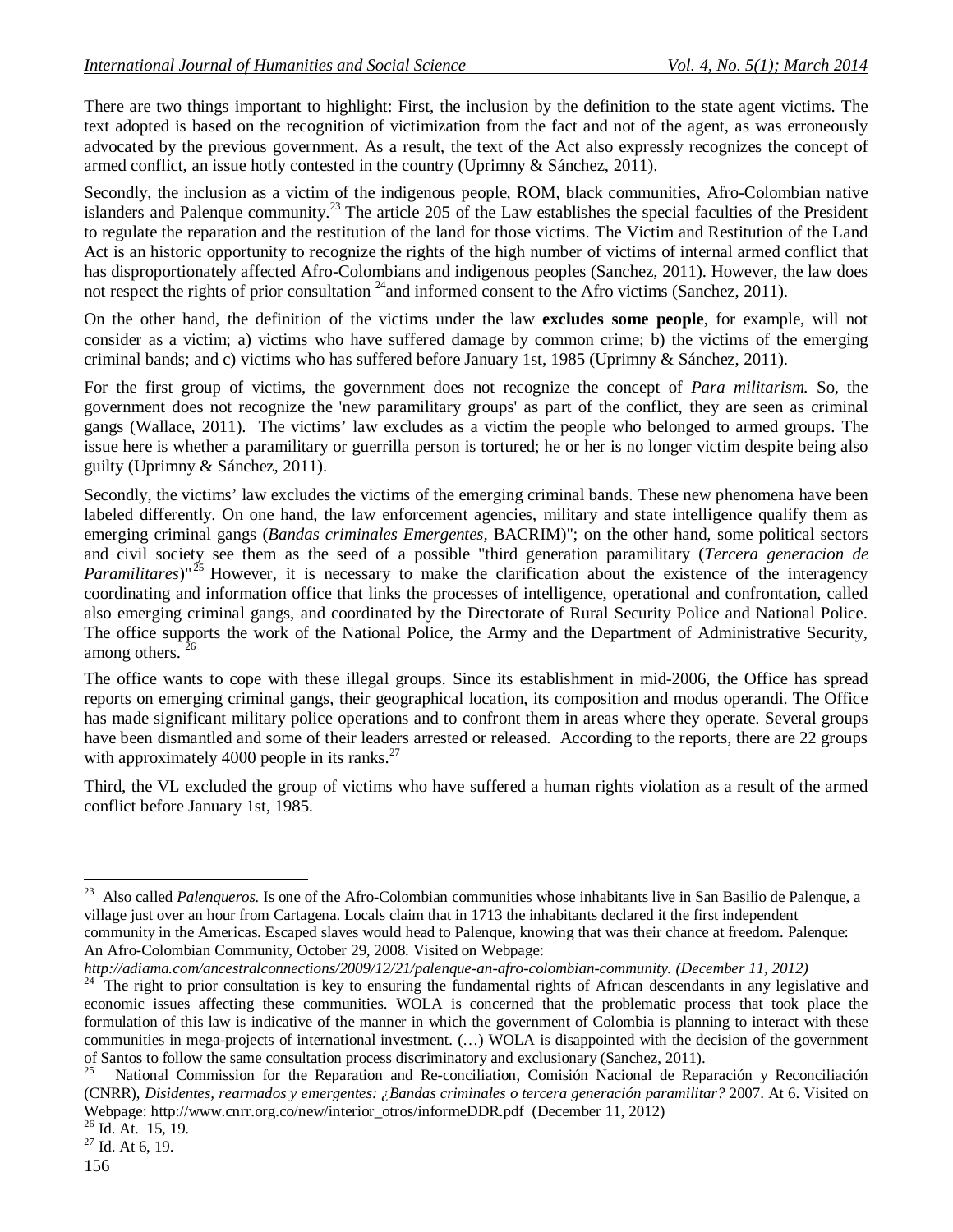There are two things important to highlight: First, the inclusion by the definition to the state agent victims. The text adopted is based on the recognition of victimization from the fact and not of the agent, as was erroneously advocated by the previous government. As a result, the text of the Act also expressly recognizes the concept of armed conflict, an issue hotly contested in the country (Uprimny & Sánchez, 2011).

Secondly, the inclusion as a victim of the indigenous people, ROM, black communities, Afro-Colombian native islanders and Palenque community.[23] The article 205 of the Law establishes the special faculties of the President to regulate the reparation and the restitution of the land for those victims. The Victim and Restitution of the Land Act is an historic opportunity to recognize the rights of the high number of victims of internal armed conflict that has disproportionately affected Afro-Colombians and indigenous peoples (Sanchez, 2011). However, the law does not respect the rights of prior consultation [24]and informed consent to the Afro victims (Sanchez, 2011).

On the other hand, the definition of the victims under the law **excludes some people**, for example, will not consider as a victim; a) victims who have suffered damage by common crime; b) the victims of the emerging criminal bands; and c) victims who has suffered before January 1st, 1985 (Uprimny & Sánchez, 2011).

For the first group of victims, the government does not recognize the concept of *Para militarism.* So, the government does not recognize the 'new paramilitary groups' as part of the conflict, they are seen as criminal gangs (Wallace, 2011). The victims' law excludes as a victim the people who belonged to armed groups. The issue here is whether a paramilitary or guerrilla person is tortured; he or her is no longer victim despite being also guilty (Uprimny & Sánchez, 2011).

Secondly, the victims' law excludes the victims of the emerging criminal bands. These new phenomena have been labeled differently. On one hand, the law enforcement agencies, military and state intelligence qualify them as emerging criminal gangs (*Bandas criminales Emergentes,* BACRIM)"; on the other hand, some political sectors and civil society see them as the seed of a possible "third generation paramilitary (*Tercera generacion de Paramilitares*)"[25] However, it is necessary to make the clarification about the existence of the interagency coordinating and information office that links the processes of intelligence, operational and confrontation, called also emerging criminal gangs, and coordinated by the Directorate of Rural Security Police and National Police. The office supports the work of the National Police, the Army and the Department of Administrative Security, among others. [26]

The office wants to cope with these illegal groups. Since its establishment in mid-2006, the Office has spread reports on emerging criminal gangs, their geographical location, its composition and modus operandi. The Office has made significant military police operations and to confront them in areas where they operate. Several groups have been dismantled and some of their leaders arrested or released. According to the reports, there are 22 groups with approximately 4000 people in its ranks.[27]

Third, the VL excluded the group of victims who have suffered a human rights violation as a result of the armed conflict before January 1st, 1985.

---

[23] Also called *Palenqueros.* Is one of the Afro-Colombian communities whose inhabitants live in San Basilio de Palenque, a village just over an hour from Cartagena. Locals claim that in 1713 the inhabitants declared it the first independent community in the Americas. Escaped slaves would head to Palenque, knowing that was their chance at freedom. Palenque: An Afro-Colombian Community, October 29, 2008. Visited on Webpage: *http://adiama.com/ancestralconnections/2009/12/21/palenque-an-afro-colombian-community. (December 11, 2012)*

[24] The right to prior consultation is key to ensuring the fundamental rights of African descendants in any legislative and economic issues affecting these communities. WOLA is concerned that the problematic process that took place the formulation of this law is indicative of the manner in which the government of Colombia is planning to interact with these communities in mega-projects of international investment. (…) WOLA is disappointed with the decision of the government of Santos to follow the same consultation process discriminatory and exclusionary (Sanchez, 2011).

[25] National Commission for the Reparation and Re-conciliation, Comisión Nacional de Reparación y Reconciliación (CNRR), *Disidentes, rearmados y emergentes: ¿Bandas criminales o tercera generación paramilitar?* 2007. At 6. Visited on Webpage: http://www.cnrr.org.co/new/interior_otros/informeDDR.pdf (December 11, 2012)

[26] Id. At. 15, 19.

[27] Id. At 6, 19.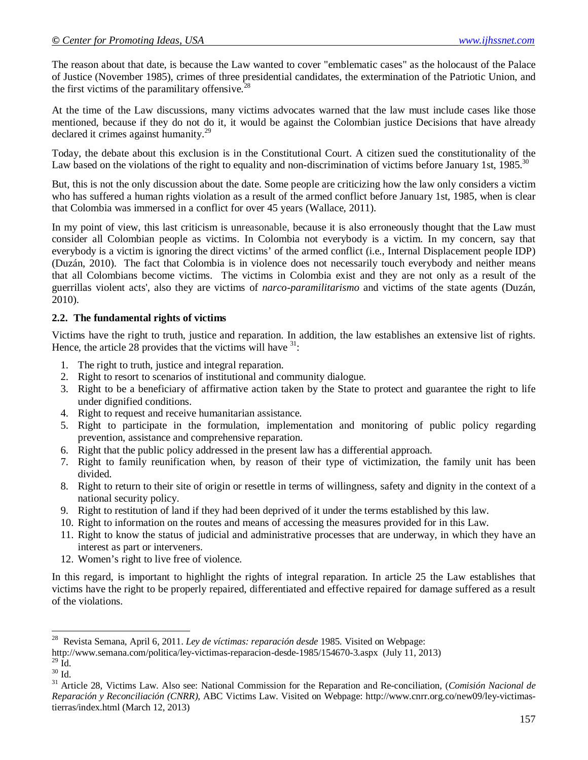The reason about that date, is because the Law wanted to cover "emblematic cases" as the holocaust of the Palace of Justice (November 1985), crimes of three presidential candidates, the extermination of the Patriotic Union, and the first victims of the paramilitary offensive.[28]

At the time of the Law discussions, many victims advocates warned that the law must include cases like those mentioned, because if they do not do it, it would be against the Colombian justice Decisions that have already declared it crimes against humanity.[29]

Today, the debate about this exclusion is in the Constitutional Court. A citizen sued the constitutionality of the Law based on the violations of the right to equality and non-discrimination of victims before January 1st, 1985.[30]

But, this is not the only discussion about the date. Some people are criticizing how the law only considers a victim who has suffered a human rights violation as a result of the armed conflict before January 1st, 1985, when is clear that Colombia was immersed in a conflict for over 45 years (Wallace, 2011).

In my point of view, this last criticism is unreasonable, because it is also erroneously thought that the Law must consider all Colombian people as victims. In Colombia not everybody is a victim. In my concern, say that everybody is a victim is ignoring the direct victims' of the armed conflict (i.e., Internal Displacement people IDP) (Duzán, 2010). The fact that Colombia is in violence does not necessarily touch everybody and neither means that all Colombians become victims. The victims in Colombia exist and they are not only as a result of the guerrillas violent acts', also they are victims of *narco-paramilitarismo* and victims of the state agents (Duzán, 2010).

### 2.2. The fundamental rights of victims

Victims have the right to truth, justice and reparation. In addition, the law establishes an extensive list of rights. Hence, the article 28 provides that the victims will have [31]:

1. The right to truth, justice and integral reparation.
2. Right to resort to scenarios of institutional and community dialogue.
3. Right to be a beneficiary of affirmative action taken by the State to protect and guarantee the right to life under dignified conditions.
4. Right to request and receive humanitarian assistance.
5. Right to participate in the formulation, implementation and monitoring of public policy regarding prevention, assistance and comprehensive reparation.
6. Right that the public policy addressed in the present law has a differential approach.
7. Right to family reunification when, by reason of their type of victimization, the family unit has been divided.
8. Right to return to their site of origin or resettle in terms of willingness, safety and dignity in the context of a national security policy.
9. Right to restitution of land if they had been deprived of it under the terms established by this law.
10. Right to information on the routes and means of accessing the measures provided for in this Law.
11. Right to know the status of judicial and administrative processes that are underway, in which they have an interest as part or interveners.
12. Women's right to live free of violence.

In this regard, is important to highlight the rights of integral reparation. In article 25 the Law establishes that victims have the right to be properly repaired, differentiated and effective repaired for damage suffered as a result of the violations.

---

[28] Revista Semana, April 6, 2011. *Ley de víctimas: reparación desde* 1985. Visited on Webpage: http://www.semana.com/politica/ley-victimas-reparacion-desde-1985/154670-3.aspx (July 11, 2013)

[29] Id.

[30] Id.

[31] Article 28, Victims Law. Also see: National Commission for the Reparation and Re-conciliation, (*Comisión Nacional de Reparación y Reconciliación (CNRR),* ABC Victims Law. Visited on Webpage: http://www.cnrr.org.co/new09/ley-victimas-tierras/index.html (March 12, 2013)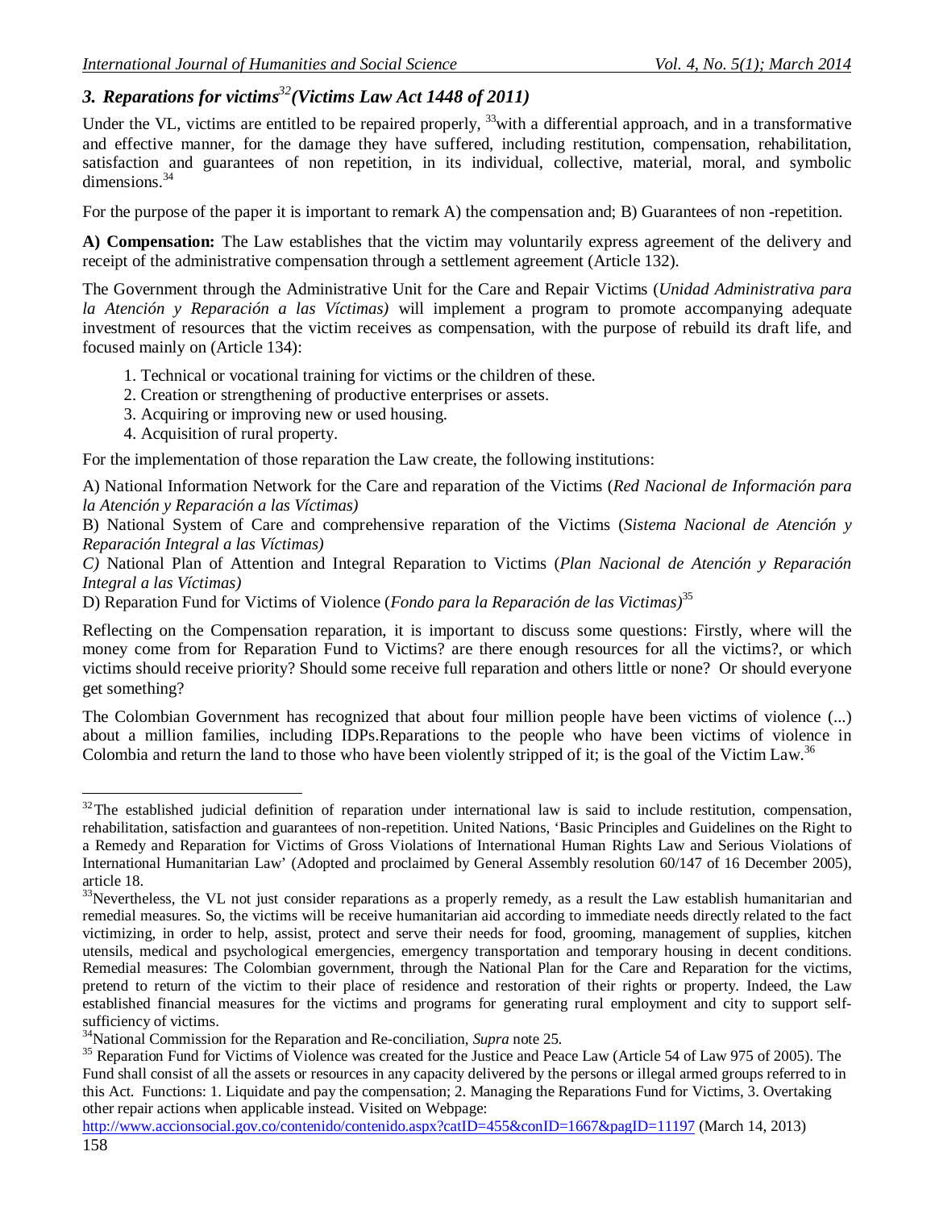### 3. *Reparations for victims*[32] *(Victims Law Act 1448 of 2011)*

Under the VL, victims are entitled to be repaired properly, [33]with a differential approach, and in a transformative and effective manner, for the damage they have suffered, including restitution, compensation, rehabilitation, satisfaction and guarantees of non repetition, in its individual, collective, material, moral, and symbolic dimensions.[34]

For the purpose of the paper it is important to remark A) the compensation and; B) Guarantees of non -repetition.

**A) Compensation:** The Law establishes that the victim may voluntarily express agreement of the delivery and receipt of the administrative compensation through a settlement agreement (Article 132).

The Government through the Administrative Unit for the Care and Repair Victims (*Unidad Administrativa para la Atención y Reparación a las Víctimas)* will implement a program to promote accompanying adequate investment of resources that the victim receives as compensation, with the purpose of rebuild its draft life, and focused mainly on (Article 134):

1. Technical or vocational training for victims or the children of these.
2. Creation or strengthening of productive enterprises or assets.
3. Acquiring or improving new or used housing.
4. Acquisition of rural property.

For the implementation of those reparation the Law create, the following institutions:

A) National Information Network for the Care and reparation of the Victims (*Red Nacional de Información para la Atención y Reparación a las Víctimas)*
B) National System of Care and comprehensive reparation of the Victims (*Sistema Nacional de Atención y Reparación Integral a las Víctimas)*
*C)* National Plan of Attention and Integral Reparation to Victims (*Plan Nacional de Atención y Reparación Integral a las Víctimas)*
D) Reparation Fund for Victims of Violence (*Fondo para la Reparación de las Victimas)*[35]

Reflecting on the Compensation reparation, it is important to discuss some questions: Firstly, where will the money come from for Reparation Fund to Victims? are there enough resources for all the victims?, or which victims should receive priority? Should some receive full reparation and others little or none? Or should everyone get something?

The Colombian Government has recognized that about four million people have been victims of violence (...) about a million families, including IDPs.Reparations to the people who have been victims of violence in Colombia and return the land to those who have been violently stripped of it; is the goal of the Victim Law.[36]

---

[32] The established judicial definition of reparation under international law is said to include restitution, compensation, rehabilitation, satisfaction and guarantees of non-repetition. United Nations, 'Basic Principles and Guidelines on the Right to a Remedy and Reparation for Victims of Gross Violations of International Human Rights Law and Serious Violations of International Humanitarian Law' (Adopted and proclaimed by General Assembly resolution 60/147 of 16 December 2005), article 18.

[33] Nevertheless, the VL not just consider reparations as a properly remedy, as a result the Law establish humanitarian and remedial measures. So, the victims will be receive humanitarian aid according to immediate needs directly related to the fact victimizing, in order to help, assist, protect and serve their needs for food, grooming, management of supplies, kitchen utensils, medical and psychological emergencies, emergency transportation and temporary housing in decent conditions. Remedial measures: The Colombian government, through the National Plan for the Care and Reparation for the victims, pretend to return of the victim to their place of residence and restoration of their rights or property. Indeed, the Law established financial measures for the victims and programs for generating rural employment and city to support self-sufficiency of victims.

[34] National Commission for the Reparation and Re-conciliation, *Supra* note 25.

[35] Reparation Fund for Victims of Violence was created for the Justice and Peace Law (Article 54 of Law 975 of 2005). The Fund shall consist of all the assets or resources in any capacity delivered by the persons or illegal armed groups referred to in this Act. Functions: 1. Liquidate and pay the compensation; 2. Managing the Reparations Fund for Victims, 3. Overtaking other repair actions when applicable instead. Visited on Webpage: http://www.accionsocial.gov.co/contenido/contenido.aspx?catID=455&conID=1667&pagID=11197 (March 14, 2013)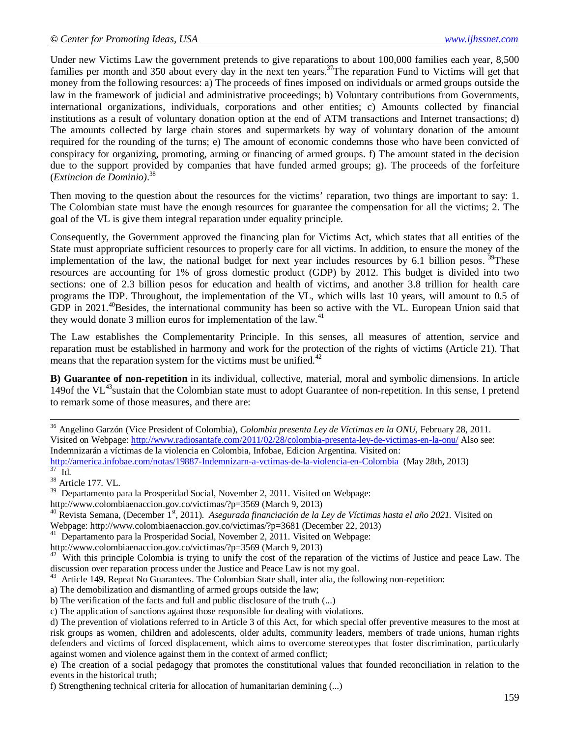Under new Victims Law the government pretends to give reparations to about 100,000 families each year, 8,500 families per month and 350 about every day in the next ten years.[37]The reparation Fund to Victims will get that money from the following resources: a) The proceeds of fines imposed on individuals or armed groups outside the law in the framework of judicial and administrative proceedings; b) Voluntary contributions from Governments, international organizations, individuals, corporations and other entities; c) Amounts collected by financial institutions as a result of voluntary donation option at the end of ATM transactions and Internet transactions; d) The amounts collected by large chain stores and supermarkets by way of voluntary donation of the amount required for the rounding of the turns; e) The amount of economic condemns those who have been convicted of conspiracy for organizing, promoting, arming or financing of armed groups. f) The amount stated in the decision due to the support provided by companies that have funded armed groups; g). The proceeds of the forfeiture (*Extincion de Dominio)*.[38]

Then moving to the question about the resources for the victims' reparation, two things are important to say: 1. The Colombian state must have the enough resources for guarantee the compensation for all the victims; 2. The goal of the VL is give them integral reparation under equality principle.

Consequently, the Government approved the financing plan for Victims Act, which states that all entities of the State must appropriate sufficient resources to properly care for all victims. In addition, to ensure the money of the implementation of the law, the national budget for next year includes resources by 6.1 billion pesos. [39]These resources are accounting for 1% of gross domestic product (GDP) by 2012. This budget is divided into two sections: one of 2.3 billion pesos for education and health of victims, and another 3.8 trillion for health care programs the IDP. Throughout, the implementation of the VL, which wills last 10 years, will amount to 0.5 of GDP in 2021.[40]Besides, the international community has been so active with the VL. European Union said that they would donate 3 million euros for implementation of the law.[41]

The Law establishes the Complementarity Principle. In this senses, all measures of attention, service and reparation must be established in harmony and work for the protection of the rights of victims (Article 21). That means that the reparation system for the victims must be unified.[42]

**B) Guarantee of non-repetition** in its individual, collective, material, moral and symbolic dimensions. In article 149of the VL[43]sustain that the Colombian state must to adopt Guarantee of non-repetition. In this sense, I pretend to remark some of those measures, and there are:

---

[36] Angelino Garzón (Vice President of Colombia), *Colombia presenta Ley de Víctimas en la ONU,* February 28, 2011. Visited on Webpage: http://www.radiosantafe.com/2011/02/28/colombia-presenta-ley-de-victimas-en-la-onu/ Also see: Indemnizarán a víctimas de la violencia en Colombia, Infobae, Edicion Argentina. Visited on: http://america.infobae.com/notas/19887-Indemnizarn-a-vctimas-de-la-violencia-en-Colombia (May 28th, 2013)

[37] Id.

[38] Article 177. VL.

[39] Departamento para la Prosperidad Social, November 2, 2011. Visited on Webpage: http://www.colombiaenaccion.gov.co/victimas/?p=3569 (March 9, 2013)

[40] Revista Semana, (December 1st, 2011). *Asegurada financiación de la Ley de Víctimas hasta el año 2021.* Visited on Webpage: http://www.colombiaenaccion.gov.co/victimas/?p=3681 (December 22, 2013)

[41] Departamento para la Prosperidad Social, November 2, 2011. Visited on Webpage: http://www.colombiaenaccion.gov.co/victimas/?p=3569 (March 9, 2013)

[42] With this principle Colombia is trying to unify the cost of the reparation of the victims of Justice and peace Law. The discussion over reparation process under the Justice and Peace Law is not my goal.

[43] Article 149. Repeat No Guarantees. The Colombian State shall, inter alia, the following non-repetition:

a) The demobilization and dismantling of armed groups outside the law;

b) The verification of the facts and full and public disclosure of the truth (...)

c) The application of sanctions against those responsible for dealing with violations.

d) The prevention of violations referred to in Article 3 of this Act, for which special offer preventive measures to the most at risk groups as women, children and adolescents, older adults, community leaders, members of trade unions, human rights defenders and victims of forced displacement, which aims to overcome stereotypes that foster discrimination, particularly against women and violence against them in the context of armed conflict;

e) The creation of a social pedagogy that promotes the constitutional values that founded reconciliation in relation to the events in the historical truth;

f) Strengthening technical criteria for allocation of humanitarian demining (...)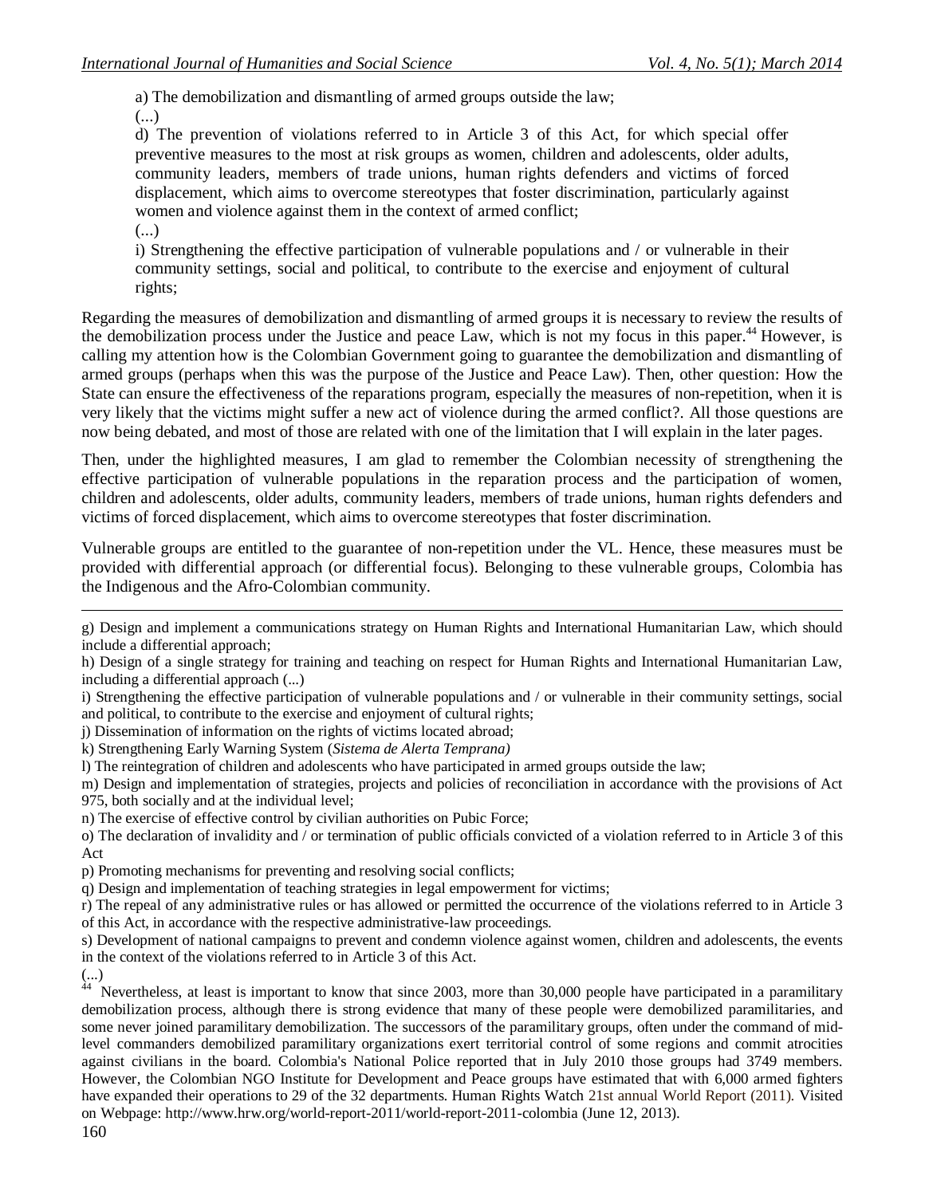a) The demobilization and dismantling of armed groups outside the law;

(...)

d) The prevention of violations referred to in Article 3 of this Act, for which special offer preventive measures to the most at risk groups as women, children and adolescents, older adults, community leaders, members of trade unions, human rights defenders and victims of forced displacement, which aims to overcome stereotypes that foster discrimination, particularly against women and violence against them in the context of armed conflict;

(...)

i) Strengthening the effective participation of vulnerable populations and / or vulnerable in their community settings, social and political, to contribute to the exercise and enjoyment of cultural rights;

Regarding the measures of demobilization and dismantling of armed groups it is necessary to review the results of the demobilization process under the Justice and peace Law, which is not my focus in this paper.[44] However, is calling my attention how is the Colombian Government going to guarantee the demobilization and dismantling of armed groups (perhaps when this was the purpose of the Justice and Peace Law). Then, other question: How the State can ensure the effectiveness of the reparations program, especially the measures of non-repetition, when it is very likely that the victims might suffer a new act of violence during the armed conflict?. All those questions are now being debated, and most of those are related with one of the limitation that I will explain in the later pages.

Then, under the highlighted measures, I am glad to remember the Colombian necessity of strengthening the effective participation of vulnerable populations in the reparation process and the participation of women, children and adolescents, older adults, community leaders, members of trade unions, human rights defenders and victims of forced displacement, which aims to overcome stereotypes that foster discrimination.

Vulnerable groups are entitled to the guarantee of non-repetition under the VL. Hence, these measures must be provided with differential approach (or differential focus). Belonging to these vulnerable groups, Colombia has the Indigenous and the Afro-Colombian community.

---

g) Design and implement a communications strategy on Human Rights and International Humanitarian Law, which should include a differential approach;

h) Design of a single strategy for training and teaching on respect for Human Rights and International Humanitarian Law, including a differential approach (...)

i) Strengthening the effective participation of vulnerable populations and / or vulnerable in their community settings, social and political, to contribute to the exercise and enjoyment of cultural rights;

j) Dissemination of information on the rights of victims located abroad;

k) Strengthening Early Warning System (*Sistema de Alerta Temprana)*

l) The reintegration of children and adolescents who have participated in armed groups outside the law;

m) Design and implementation of strategies, projects and policies of reconciliation in accordance with the provisions of Act 975, both socially and at the individual level;

n) The exercise of effective control by civilian authorities on Pubic Force;

o) The declaration of invalidity and / or termination of public officials convicted of a violation referred to in Article 3 of this Act

p) Promoting mechanisms for preventing and resolving social conflicts;

q) Design and implementation of teaching strategies in legal empowerment for victims;

r) The repeal of any administrative rules or has allowed or permitted the occurrence of the violations referred to in Article 3 of this Act, in accordance with the respective administrative-law proceedings.

s) Development of national campaigns to prevent and condemn violence against women, children and adolescents, the events in the context of the violations referred to in Article 3 of this Act.

(...)

[44] Nevertheless, at least is important to know that since 2003, more than 30,000 people have participated in a paramilitary demobilization process, although there is strong evidence that many of these people were demobilized paramilitaries, and some never joined paramilitary demobilization. The successors of the paramilitary groups, often under the command of mid-level commanders demobilized paramilitary organizations exert territorial control of some regions and commit atrocities against civilians in the board. Colombia's National Police reported that in July 2010 those groups had 3749 members. However, the Colombian NGO Institute for Development and Peace groups have estimated that with 6,000 armed fighters have expanded their operations to 29 of the 32 departments. Human Rights Watch 21st annual World Report (2011). Visited on Webpage: http://www.hrw.org/world-report-2011/world-report-2011-colombia (June 12, 2013).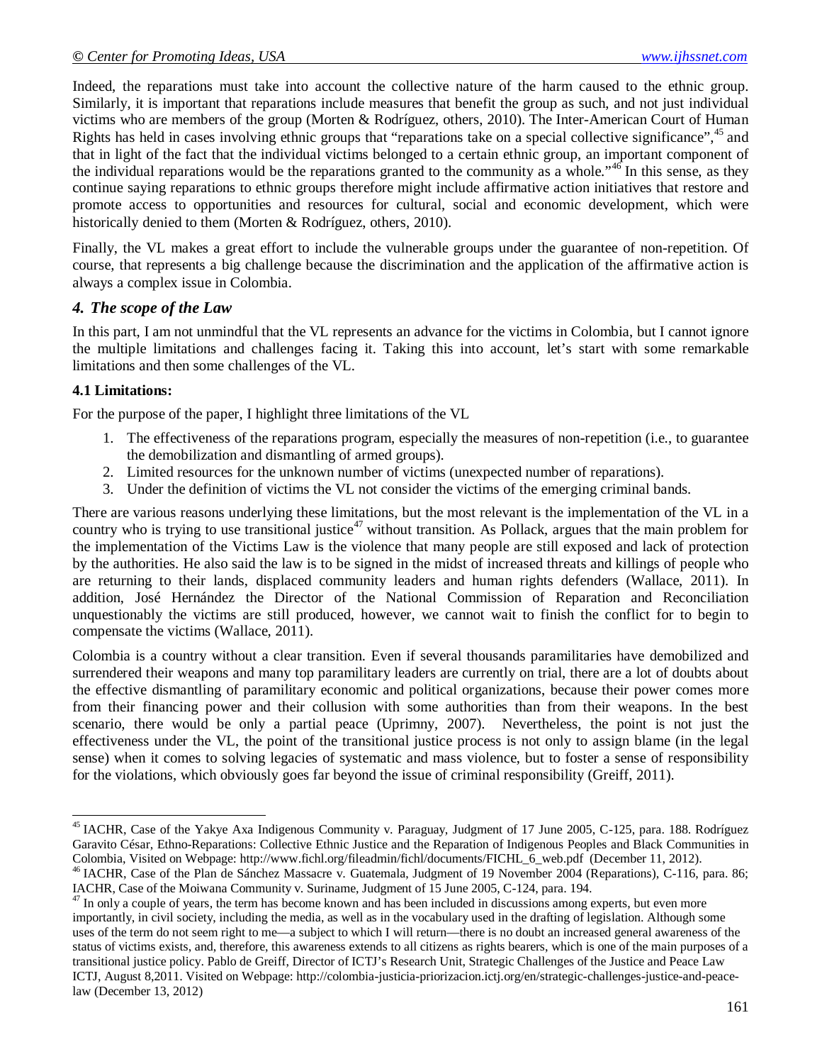Indeed, the reparations must take into account the collective nature of the harm caused to the ethnic group. Similarly, it is important that reparations include measures that benefit the group as such, and not just individual victims who are members of the group (Morten & Rodríguez, others, 2010). The Inter-American Court of Human Rights has held in cases involving ethnic groups that "reparations take on a special collective significance",[45] and that in light of the fact that the individual victims belonged to a certain ethnic group, an important component of the individual reparations would be the reparations granted to the community as a whole."[46] In this sense, as they continue saying reparations to ethnic groups therefore might include affirmative action initiatives that restore and promote access to opportunities and resources for cultural, social and economic development, which were historically denied to them (Morten & Rodríguez, others, 2010).

Finally, the VL makes a great effort to include the vulnerable groups under the guarantee of non-repetition. Of course, that represents a big challenge because the discrimination and the application of the affirmative action is always a complex issue in Colombia.

## *4. The scope of the Law*

In this part, I am not unmindful that the VL represents an advance for the victims in Colombia, but I cannot ignore the multiple limitations and challenges facing it. Taking this into account, let's start with some remarkable limitations and then some challenges of the VL.

### 4.1 Limitations:

For the purpose of the paper, I highlight three limitations of the VL

1. The effectiveness of the reparations program, especially the measures of non-repetition (i.e., to guarantee the demobilization and dismantling of armed groups).
2. Limited resources for the unknown number of victims (unexpected number of reparations).
3. Under the definition of victims the VL not consider the victims of the emerging criminal bands.

There are various reasons underlying these limitations, but the most relevant is the implementation of the VL in a country who is trying to use transitional justice[47] without transition. As Pollack, argues that the main problem for the implementation of the Victims Law is the violence that many people are still exposed and lack of protection by the authorities. He also said the law is to be signed in the midst of increased threats and killings of people who are returning to their lands, displaced community leaders and human rights defenders (Wallace, 2011). In addition, José Hernández the Director of the National Commission of Reparation and Reconciliation unquestionably the victims are still produced, however, we cannot wait to finish the conflict for to begin to compensate the victims (Wallace, 2011).

Colombia is a country without a clear transition. Even if several thousands paramilitaries have demobilized and surrendered their weapons and many top paramilitary leaders are currently on trial, there are a lot of doubts about the effective dismantling of paramilitary economic and political organizations, because their power comes more from their financing power and their collusion with some authorities than from their weapons. In the best scenario, there would be only a partial peace (Uprimny, 2007). Nevertheless, the point is not just the effectiveness under the VL, the point of the transitional justice process is not only to assign blame (in the legal sense) when it comes to solving legacies of systematic and mass violence, but to foster a sense of responsibility for the violations, which obviously goes far beyond the issue of criminal responsibility (Greiff, 2011).

---

[45] IACHR, Case of the Yakye Axa Indigenous Community v. Paraguay, Judgment of 17 June 2005, C-125, para. 188. Rodríguez Garavito César, Ethno-Reparations: Collective Ethnic Justice and the Reparation of Indigenous Peoples and Black Communities in Colombia, Visited on Webpage: http://www.fichl.org/fileadmin/fichl/documents/FICHL_6_web.pdf (December 11, 2012).

[46] IACHR, Case of the Plan de Sánchez Massacre v. Guatemala, Judgment of 19 November 2004 (Reparations), C-116, para. 86; IACHR, Case of the Moiwana Community v. Suriname, Judgment of 15 June 2005, C-124, para. 194.

[47] In only a couple of years, the term has become known and has been included in discussions among experts, but even more importantly, in civil society, including the media, as well as in the vocabulary used in the drafting of legislation. Although some uses of the term do not seem right to me—a subject to which I will return—there is no doubt an increased general awareness of the status of victims exists, and, therefore, this awareness extends to all citizens as rights bearers, which is one of the main purposes of a transitional justice policy. Pablo de Greiff, Director of ICTJ's Research Unit, Strategic Challenges of the Justice and Peace Law ICTJ, August 8,2011. Visited on Webpage: http://colombia-justicia-priorizacion.ictj.org/en/strategic-challenges-justice-and-peace-law (December 13, 2012)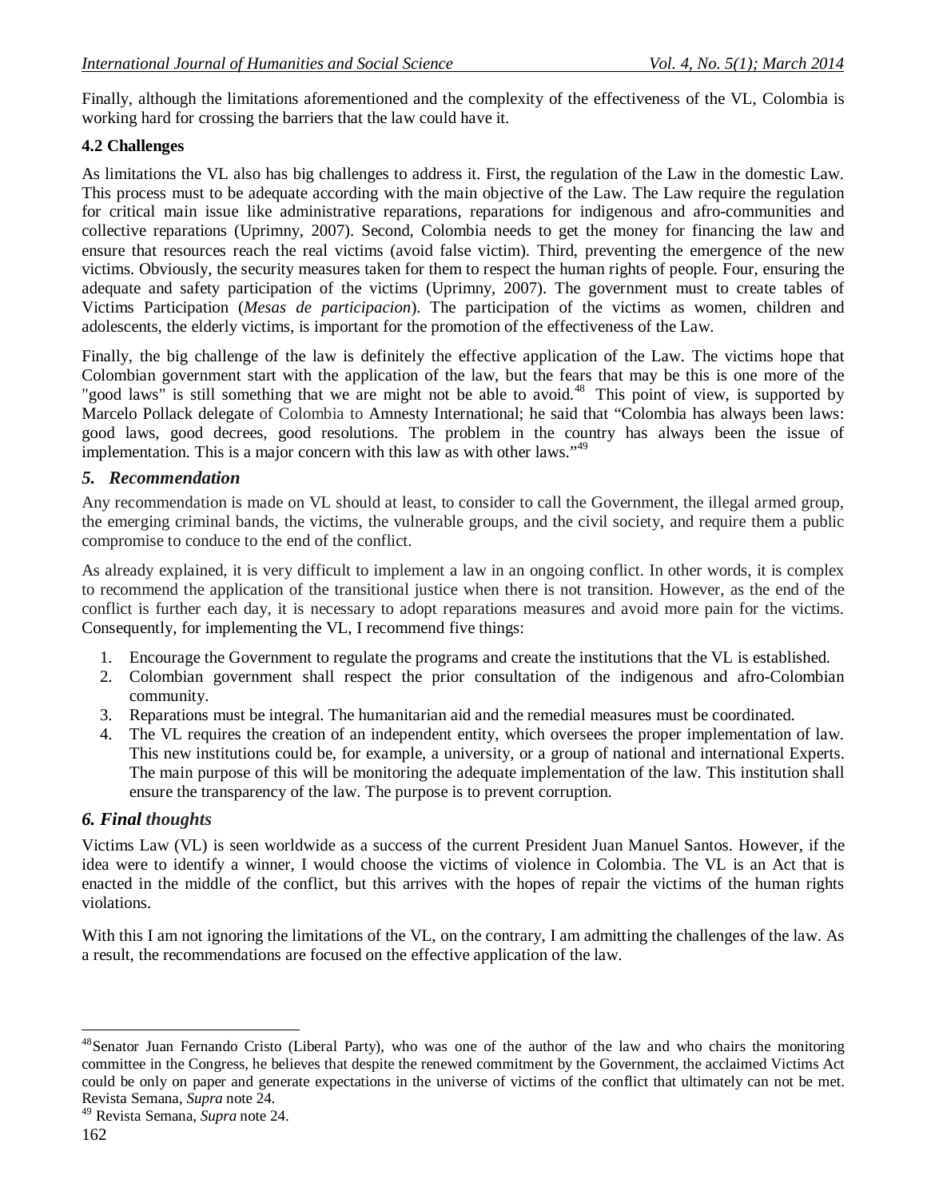Finally, although the limitations aforementioned and the complexity of the effectiveness of the VL, Colombia is working hard for crossing the barriers that the law could have it.

### 4.2 Challenges

As limitations the VL also has big challenges to address it. First, the regulation of the Law in the domestic Law. This process must to be adequate according with the main objective of the Law. The Law require the regulation for critical main issue like administrative reparations, reparations for indigenous and afro-communities and collective reparations (Uprimny, 2007). Second, Colombia needs to get the money for financing the law and ensure that resources reach the real victims (avoid false victim). Third, preventing the emergence of the new victims. Obviously, the security measures taken for them to respect the human rights of people. Four, ensuring the adequate and safety participation of the victims (Uprimny, 2007). The government must to create tables of Victims Participation (*Mesas de participacion*). The participation of the victims as women, children and adolescents, the elderly victims, is important for the promotion of the effectiveness of the Law.

Finally, the big challenge of the law is definitely the effective application of the Law. The victims hope that Colombian government start with the application of the law, but the fears that may be this is one more of the "good laws" is still something that we are might not be able to avoid.[48] This point of view, is supported by Marcelo Pollack delegate of Colombia to Amnesty International; he said that "Colombia has always been laws: good laws, good decrees, good resolutions. The problem in the country has always been the issue of implementation. This is a major concern with this law as with other laws."[49]

## *5. Recommendation*

Any recommendation is made on VL should at least, to consider to call the Government, the illegal armed group, the emerging criminal bands, the victims, the vulnerable groups, and the civil society, and require them a public compromise to conduce to the end of the conflict.

As already explained, it is very difficult to implement a law in an ongoing conflict. In other words, it is complex to recommend the application of the transitional justice when there is not transition. However, as the end of the conflict is further each day, it is necessary to adopt reparations measures and avoid more pain for the victims. Consequently, for implementing the VL, I recommend five things:

1. Encourage the Government to regulate the programs and create the institutions that the VL is established.
2. Colombian government shall respect the prior consultation of the indigenous and afro-Colombian community.
3. Reparations must be integral. The humanitarian aid and the remedial measures must be coordinated.
4. The VL requires the creation of an independent entity, which oversees the proper implementation of law. This new institutions could be, for example, a university, or a group of national and international Experts. The main purpose of this will be monitoring the adequate implementation of the law. This institution shall ensure the transparency of the law. The purpose is to prevent corruption.

## *6. Final thoughts*

Victims Law (VL) is seen worldwide as a success of the current President Juan Manuel Santos. However, if the idea were to identify a winner, I would choose the victims of violence in Colombia. The VL is an Act that is enacted in the middle of the conflict, but this arrives with the hopes of repair the victims of the human rights violations.

With this I am not ignoring the limitations of the VL, on the contrary, I am admitting the challenges of the law. As a result, the recommendations are focused on the effective application of the law.

---

[48] Senator Juan Fernando Cristo (Liberal Party), who was one of the author of the law and who chairs the monitoring committee in the Congress, he believes that despite the renewed commitment by the Government, the acclaimed Victims Act could be only on paper and generate expectations in the universe of victims of the conflict that ultimately can not be met. Revista Semana, *Supra* note 24.

[49] Revista Semana, *Supra* note 24.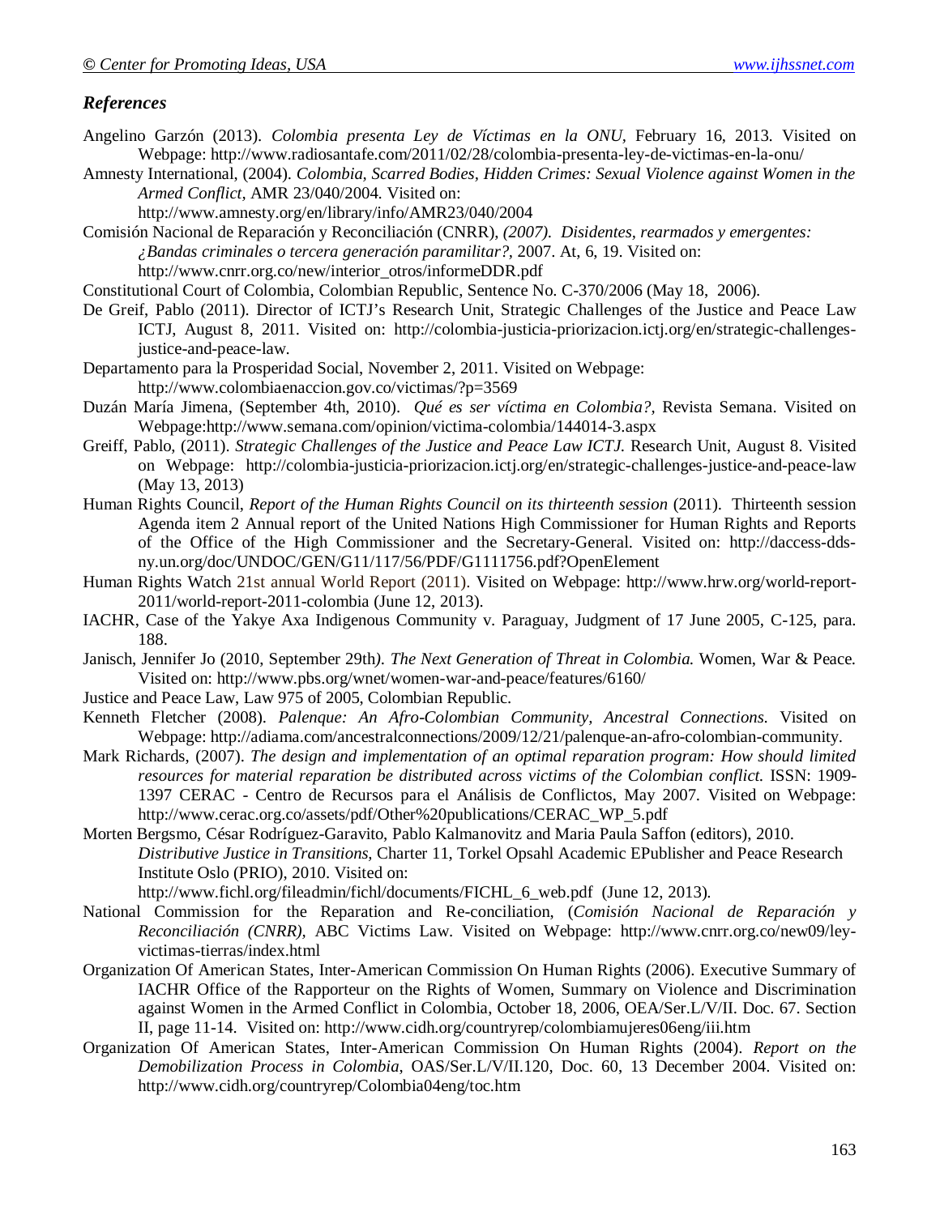## *References*

Angelino Garzón (2013). *Colombia presenta Ley de Víctimas en la ONU,* February 16, 2013. Visited on Webpage: http://www.radiosantafe.com/2011/02/28/colombia-presenta-ley-de-victimas-en-la-onu/

Amnesty International, (2004). *Colombia, Scarred Bodies, Hidden Crimes: Sexual Violence against Women in the Armed Conflict,* AMR 23/040/2004. Visited on: http://www.amnesty.org/en/library/info/AMR23/040/2004

Comisión Nacional de Reparación y Reconciliación (CNRR), *(2007). Disidentes, rearmados y emergentes: ¿Bandas criminales o tercera generación paramilitar?,* 2007. At, 6, 19. Visited on: http://www.cnrr.org.co/new/interior_otros/informeDDR.pdf

Constitutional Court of Colombia, Colombian Republic, Sentence No. C-370/2006 (May 18, 2006).

De Greif, Pablo (2011). Director of ICTJ's Research Unit, Strategic Challenges of the Justice and Peace Law ICTJ, August 8, 2011. Visited on: http://colombia-justicia-priorizacion.ictj.org/en/strategic-challenges-justice-and-peace-law.

Departamento para la Prosperidad Social, November 2, 2011. Visited on Webpage: http://www.colombiaenaccion.gov.co/victimas/?p=3569

Duzán María Jimena, (September 4th, 2010). *Qué es ser víctima en Colombia?,* Revista Semana. Visited on Webpage:http://www.semana.com/opinion/victima-colombia/144014-3.aspx

Greiff, Pablo, (2011). *Strategic Challenges of the Justice and Peace Law ICTJ.* Research Unit, August 8. Visited on Webpage: http://colombia-justicia-priorizacion.ictj.org/en/strategic-challenges-justice-and-peace-law (May 13, 2013)

Human Rights Council, *Report of the Human Rights Council on its thirteenth session* (2011). Thirteenth session Agenda item 2 Annual report of the United Nations High Commissioner for Human Rights and Reports of the Office of the High Commissioner and the Secretary-General. Visited on: http://daccess-dds-ny.un.org/doc/UNDOC/GEN/G11/117/56/PDF/G1111756.pdf?OpenElement

Human Rights Watch 21st annual World Report (2011). Visited on Webpage: http://www.hrw.org/world-report-2011/world-report-2011-colombia (June 12, 2013).

IACHR, Case of the Yakye Axa Indigenous Community v. Paraguay, Judgment of 17 June 2005, C-125, para. 188.

Janisch, Jennifer Jo (2010, September 29th*). The Next Generation of Threat in Colombia.* Women, War & Peace. Visited on: http://www.pbs.org/wnet/women-war-and-peace/features/6160/

Justice and Peace Law, Law 975 of 2005, Colombian Republic.

Kenneth Fletcher (2008). *Palenque: An Afro-Colombian Community, Ancestral Connections.* Visited on Webpage: http://adiama.com/ancestralconnections/2009/12/21/palenque-an-afro-colombian-community.

Mark Richards, (2007). *The design and implementation of an optimal reparation program: How should limited resources for material reparation be distributed across victims of the Colombian conflict.* ISSN: 1909-1397 CERAC - Centro de Recursos para el Análisis de Conflictos, May 2007. Visited on Webpage: http://www.cerac.org.co/assets/pdf/Other%20publications/CERAC_WP_5.pdf

Morten Bergsmo, César Rodríguez-Garavito, Pablo Kalmanovitz and Maria Paula Saffon (editors), 2010. *Distributive Justice in Transitions,* Charter 11, Torkel Opsahl Academic EPublisher and Peace Research Institute Oslo (PRIO), 2010. Visited on: http://www.fichl.org/fileadmin/fichl/documents/FICHL_6_web.pdf (June 12, 2013).

National Commission for the Reparation and Re-conciliation, (*Comisión Nacional de Reparación y Reconciliación (CNRR),* ABC Victims Law. Visited on Webpage: http://www.cnrr.org.co/new09/ley-victimas-tierras/index.html

Organization Of American States, Inter-American Commission On Human Rights (2006). Executive Summary of IACHR Office of the Rapporteur on the Rights of Women, Summary on Violence and Discrimination against Women in the Armed Conflict in Colombia, October 18, 2006, OEA/Ser.L/V/II. Doc. 67. Section II, page 11-14. Visited on: http://www.cidh.org/countryrep/colombiamujeres06eng/iii.htm

Organization Of American States, Inter-American Commission On Human Rights (2004). *Report on the Demobilization Process in Colombia,* OAS/Ser.L/V/II.120, Doc. 60, 13 December 2004. Visited on: http://www.cidh.org/countryrep/Colombia04eng/toc.htm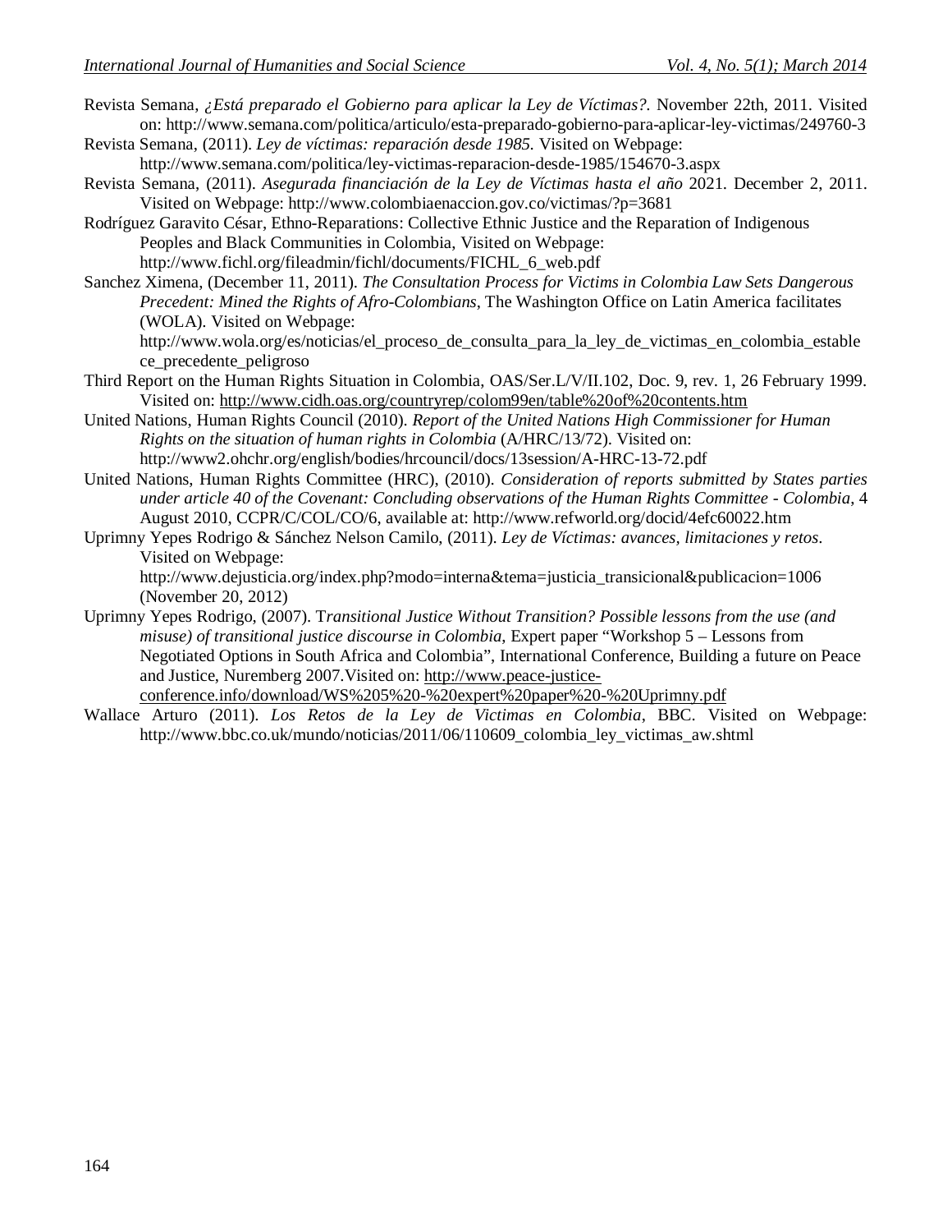Revista Semana, *¿Está preparado el Gobierno para aplicar la Ley de Víctimas?.* November 22th, 2011. Visited on: http://www.semana.com/politica/articulo/esta-preparado-gobierno-para-aplicar-ley-victimas/249760-3

Revista Semana, (2011). *Ley de víctimas: reparación desde 1985.* Visited on Webpage: http://www.semana.com/politica/ley-victimas-reparacion-desde-1985/154670-3.aspx

Revista Semana, (2011). *Asegurada financiación de la Ley de Víctimas hasta el año* 2021. December 2, 2011. Visited on Webpage: http://www.colombiaenaccion.gov.co/victimas/?p=3681

Rodríguez Garavito César, Ethno-Reparations: Collective Ethnic Justice and the Reparation of Indigenous Peoples and Black Communities in Colombia, Visited on Webpage: http://www.fichl.org/fileadmin/fichl/documents/FICHL_6_web.pdf

Sanchez Ximena, (December 11, 2011). *The Consultation Process for Victims in Colombia Law Sets Dangerous Precedent: Mined the Rights of Afro-Colombians*, The Washington Office on Latin America facilitates (WOLA). Visited on Webpage: http://www.wola.org/es/noticias/el_proceso_de_consulta_para_la_ley_de_victimas_en_colombia_establece_precedente_peligroso

Third Report on the Human Rights Situation in Colombia, OAS/Ser.L/V/II.102, Doc. 9, rev. 1, 26 February 1999. Visited on: http://www.cidh.oas.org/countryrep/colom99en/table%20of%20contents.htm

United Nations, Human Rights Council (2010). *Report of the United Nations High Commissioner for Human Rights on the situation of human rights in Colombia* (A/HRC/13/72). Visited on: http://www2.ohchr.org/english/bodies/hrcouncil/docs/13session/A-HRC-13-72.pdf

United Nations, Human Rights Committee (HRC), (2010). *Consideration of reports submitted by States parties under article 40 of the Covenant: Concluding observations of the Human Rights Committee - Colombia*, 4 August 2010, CCPR/C/COL/CO/6, available at: http://www.refworld.org/docid/4efc60022.htm

Uprimny Yepes Rodrigo & Sánchez Nelson Camilo, (2011). *Ley de Víctimas: avances, limitaciones y retos*. Visited on Webpage: http://www.dejusticia.org/index.php?modo=interna&tema=justicia_transicional&publicacion=1006 (November 20, 2012)

Uprimny Yepes Rodrigo, (2007). T*ransitional Justice Without Transition? Possible lessons from the use (and misuse) of transitional justice discourse in Colombia*, Expert paper "Workshop 5 – Lessons from Negotiated Options in South Africa and Colombia", International Conference, Building a future on Peace and Justice, Nuremberg 2007.Visited on: http://www.peace-justice-conference.info/download/WS%205%20-%20expert%20paper%20-%20Uprimny.pdf

Wallace Arturo (2011). *Los Retos de la Ley de Victimas en Colombia*, BBC. Visited on Webpage: http://www.bbc.co.uk/mundo/noticias/2011/06/110609_colombia_ley_victimas_aw.shtml